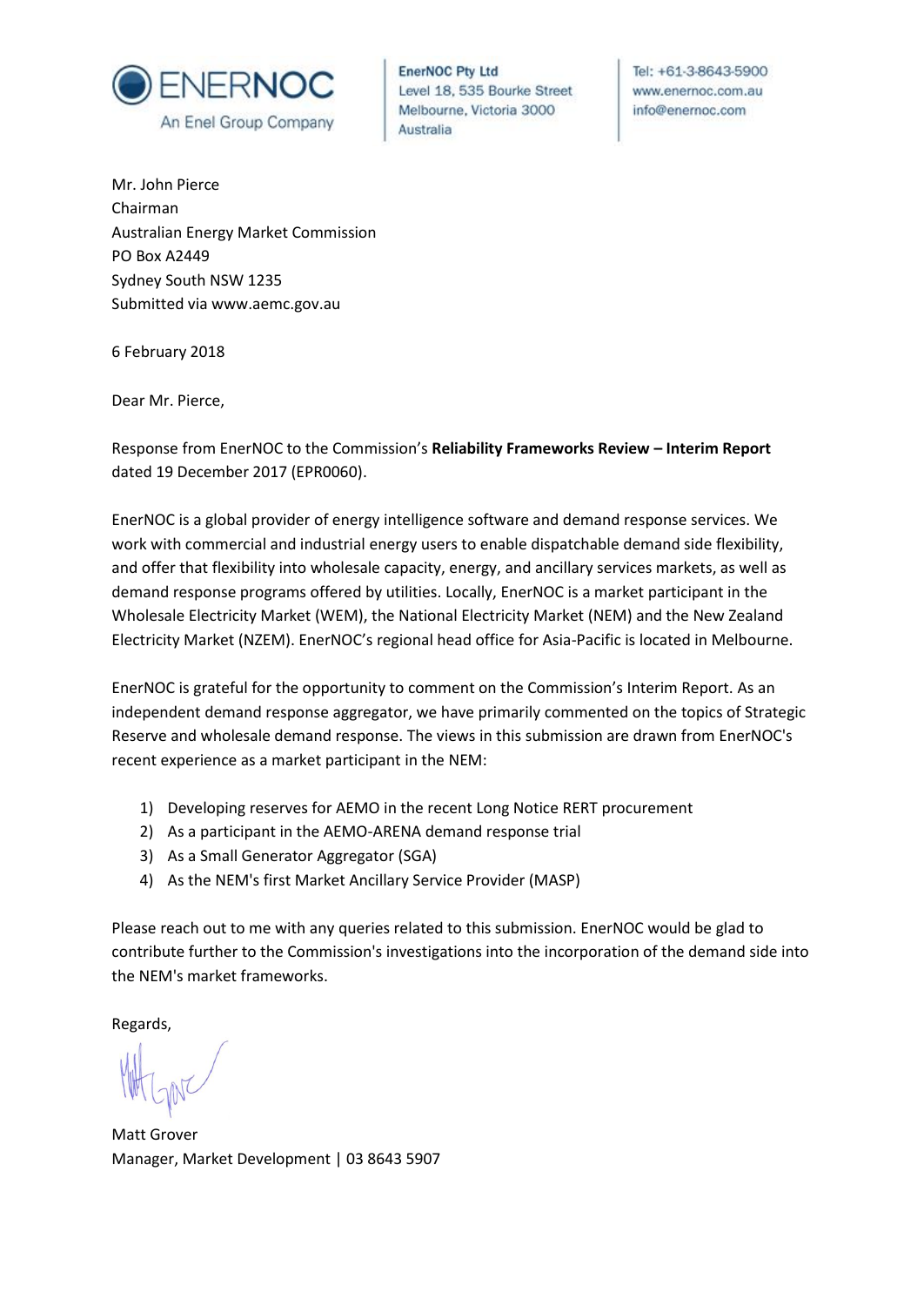ENERNOC
An Enel Group Company

EnerNOC Pty Ltd
Level 18, 535 Bourke Street
Melbourne, Victoria 3000
Australia

Tel: +61-3-8643-5900
www.enernoc.com.au
info@enernoc.com

Mr. John Pierce
Chairman
Australian Energy Market Commission
PO Box A2449
Sydney South NSW 1235
Submitted via www.aemc.gov.au

6 February 2018

Dear Mr. Pierce,

Response from EnerNOC to the Commission's **Reliability Frameworks Review – Interim Report** dated 19 December 2017 (EPR0060).

EnerNOC is a global provider of energy intelligence software and demand response services. We work with commercial and industrial energy users to enable dispatchable demand side flexibility, and offer that flexibility into wholesale capacity, energy, and ancillary services markets, as well as demand response programs offered by utilities. Locally, EnerNOC is a market participant in the Wholesale Electricity Market (WEM), the National Electricity Market (NEM) and the New Zealand Electricity Market (NZEM). EnerNOC's regional head office for Asia-Pacific is located in Melbourne.

EnerNOC is grateful for the opportunity to comment on the Commission's Interim Report. As an independent demand response aggregator, we have primarily commented on the topics of Strategic Reserve and wholesale demand response. The views in this submission are drawn from EnerNOC's recent experience as a market participant in the NEM:

1) Developing reserves for AEMO in the recent Long Notice RERT procurement
2) As a participant in the AEMO-ARENA demand response trial
3) As a Small Generator Aggregator (SGA)
4) As the NEM's first Market Ancillary Service Provider (MASP)

Please reach out to me with any queries related to this submission. EnerNOC would be glad to contribute further to the Commission's investigations into the incorporation of the demand side into the NEM's market frameworks.

Regards,

Matt Grover
Manager, Market Development | 03 8643 5907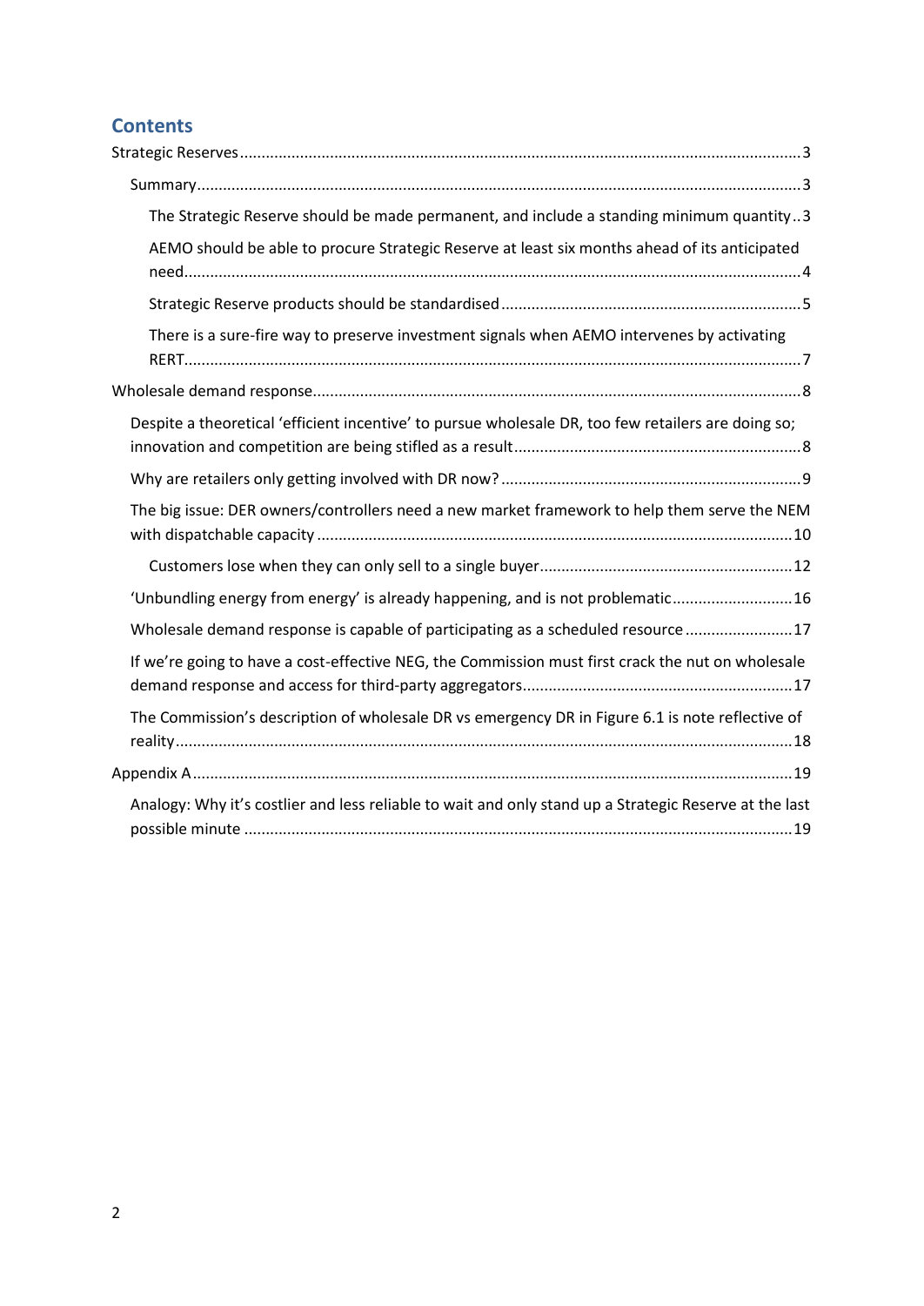## Contents

- Strategic Reserves ... 3
  - Summary ... 3
    - The Strategic Reserve should be made permanent, and include a standing minimum quantity .. 3
    - AEMO should be able to procure Strategic Reserve at least six months ahead of its anticipated need ... 4
    - Strategic Reserve products should be standardised ... 5
    - There is a sure-fire way to preserve investment signals when AEMO intervenes by activating RERT ... 7
- Wholesale demand response ... 8
  - Despite a theoretical 'efficient incentive' to pursue wholesale DR, too few retailers are doing so; innovation and competition are being stifled as a result ... 8
  - Why are retailers only getting involved with DR now? ... 9
  - The big issue: DER owners/controllers need a new market framework to help them serve the NEM with dispatchable capacity ... 10
    - Customers lose when they can only sell to a single buyer ... 12
  - 'Unbundling energy from energy' is already happening, and is not problematic ... 16
  - Wholesale demand response is capable of participating as a scheduled resource ... 17
  - If we're going to have a cost-effective NEG, the Commission must first crack the nut on wholesale demand response and access for third-party aggregators ... 17
  - The Commission's description of wholesale DR vs emergency DR in Figure 6.1 is note reflective of reality ... 18
- Appendix A ... 19
  - Analogy: Why it's costlier and less reliable to wait and only stand up a Strategic Reserve at the last possible minute ... 19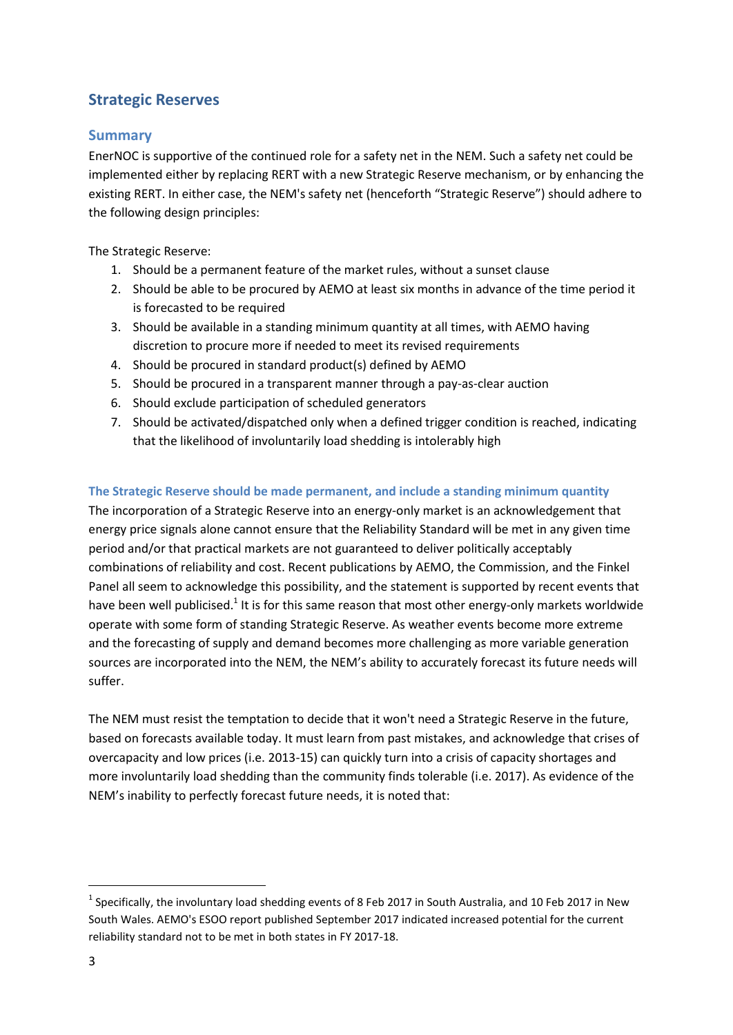## Strategic Reserves

### Summary

EnerNOC is supportive of the continued role for a safety net in the NEM. Such a safety net could be implemented either by replacing RERT with a new Strategic Reserve mechanism, or by enhancing the existing RERT. In either case, the NEM's safety net (henceforth "Strategic Reserve") should adhere to the following design principles:

The Strategic Reserve:

1. Should be a permanent feature of the market rules, without a sunset clause
2. Should be able to be procured by AEMO at least six months in advance of the time period it is forecasted to be required
3. Should be available in a standing minimum quantity at all times, with AEMO having discretion to procure more if needed to meet its revised requirements
4. Should be procured in standard product(s) defined by AEMO
5. Should be procured in a transparent manner through a pay-as-clear auction
6. Should exclude participation of scheduled generators
7. Should be activated/dispatched only when a defined trigger condition is reached, indicating that the likelihood of involuntarily load shedding is intolerably high

#### The Strategic Reserve should be made permanent, and include a standing minimum quantity

The incorporation of a Strategic Reserve into an energy-only market is an acknowledgement that energy price signals alone cannot ensure that the Reliability Standard will be met in any given time period and/or that practical markets are not guaranteed to deliver politically acceptably combinations of reliability and cost. Recent publications by AEMO, the Commission, and the Finkel Panel all seem to acknowledge this possibility, and the statement is supported by recent events that have been well publicised.[1] It is for this same reason that most other energy-only markets worldwide operate with some form of standing Strategic Reserve. As weather events become more extreme and the forecasting of supply and demand becomes more challenging as more variable generation sources are incorporated into the NEM, the NEM's ability to accurately forecast its future needs will suffer.

The NEM must resist the temptation to decide that it won't need a Strategic Reserve in the future, based on forecasts available today. It must learn from past mistakes, and acknowledge that crises of overcapacity and low prices (i.e. 2013-15) can quickly turn into a crisis of capacity shortages and more involuntarily load shedding than the community finds tolerable (i.e. 2017). As evidence of the NEM's inability to perfectly forecast future needs, it is noted that:

[1] Specifically, the involuntary load shedding events of 8 Feb 2017 in South Australia, and 10 Feb 2017 in New South Wales. AEMO's ESOO report published September 2017 indicated increased potential for the current reliability standard not to be met in both states in FY 2017-18.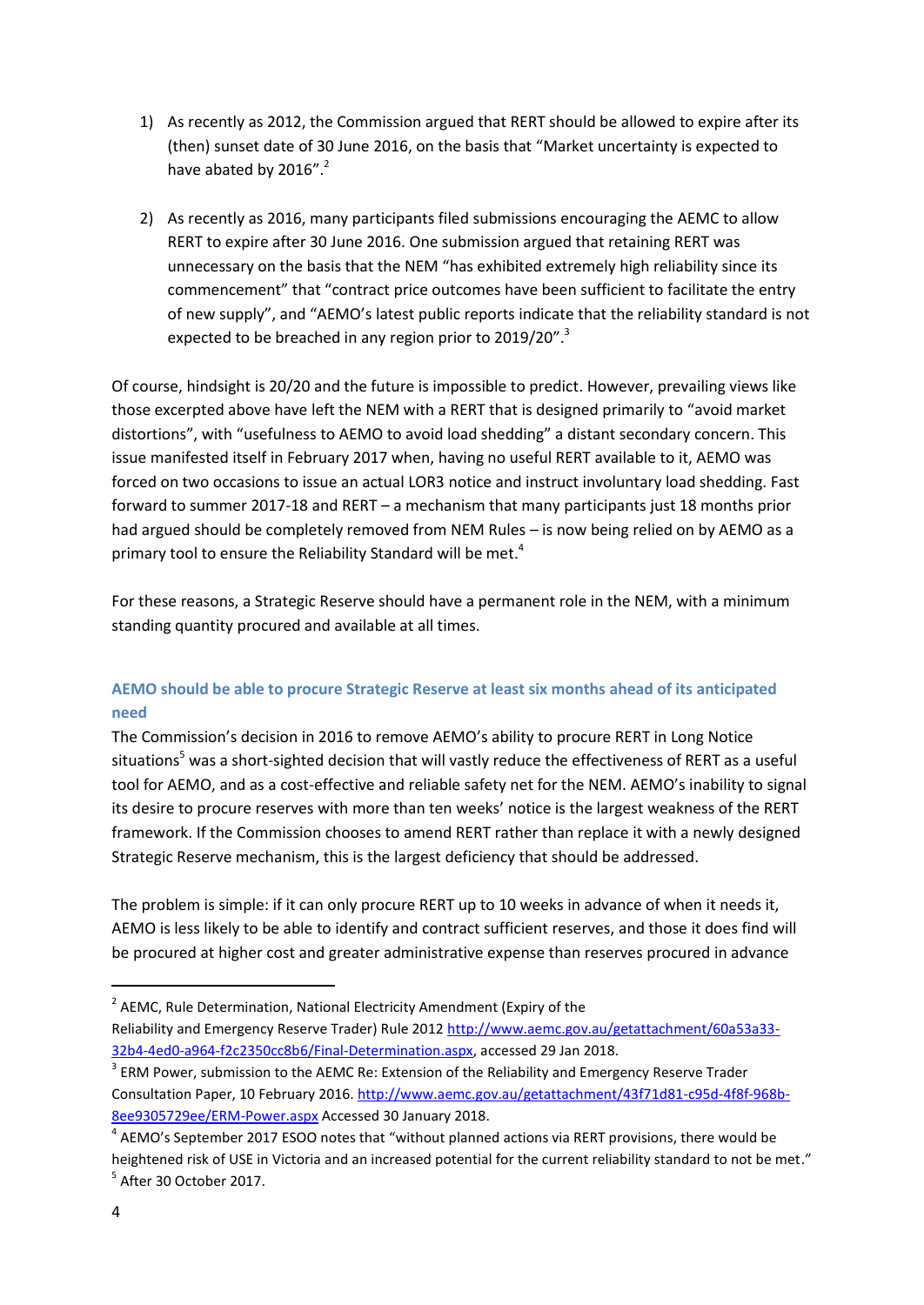1) As recently as 2012, the Commission argued that RERT should be allowed to expire after its (then) sunset date of 30 June 2016, on the basis that "Market uncertainty is expected to have abated by 2016".[2]

2) As recently as 2016, many participants filed submissions encouraging the AEMC to allow RERT to expire after 30 June 2016. One submission argued that retaining RERT was unnecessary on the basis that the NEM "has exhibited extremely high reliability since its commencement" that "contract price outcomes have been sufficient to facilitate the entry of new supply", and "AEMO's latest public reports indicate that the reliability standard is not expected to be breached in any region prior to 2019/20".[3]

Of course, hindsight is 20/20 and the future is impossible to predict. However, prevailing views like those excerpted above have left the NEM with a RERT that is designed primarily to "avoid market distortions", with "usefulness to AEMO to avoid load shedding" a distant secondary concern. This issue manifested itself in February 2017 when, having no useful RERT available to it, AEMO was forced on two occasions to issue an actual LOR3 notice and instruct involuntary load shedding. Fast forward to summer 2017-18 and RERT – a mechanism that many participants just 18 months prior had argued should be completely removed from NEM Rules – is now being relied on by AEMO as a primary tool to ensure the Reliability Standard will be met.[4]

For these reasons, a Strategic Reserve should have a permanent role in the NEM, with a minimum standing quantity procured and available at all times.

### AEMO should be able to procure Strategic Reserve at least six months ahead of its anticipated need

The Commission's decision in 2016 to remove AEMO's ability to procure RERT in Long Notice situations[5] was a short-sighted decision that will vastly reduce the effectiveness of RERT as a useful tool for AEMO, and as a cost-effective and reliable safety net for the NEM. AEMO's inability to signal its desire to procure reserves with more than ten weeks' notice is the largest weakness of the RERT framework. If the Commission chooses to amend RERT rather than replace it with a newly designed Strategic Reserve mechanism, this is the largest deficiency that should be addressed.

The problem is simple: if it can only procure RERT up to 10 weeks in advance of when it needs it, AEMO is less likely to be able to identify and contract sufficient reserves, and those it does find will be procured at higher cost and greater administrative expense than reserves procured in advance

---

[2] AEMC, Rule Determination, National Electricity Amendment (Expiry of the Reliability and Emergency Reserve Trader) Rule 2012 http://www.aemc.gov.au/getattachment/60a53a33-32b4-4ed0-a964-f2c2350cc8b6/Final-Determination.aspx, accessed 29 Jan 2018.

[3] ERM Power, submission to the AEMC Re: Extension of the Reliability and Emergency Reserve Trader Consultation Paper, 10 February 2016. http://www.aemc.gov.au/getattachment/43f71d81-c95d-4f8f-968b-8ee9305729ee/ERM-Power.aspx Accessed 30 January 2018.

[4] AEMO's September 2017 ESOO notes that "without planned actions via RERT provisions, there would be heightened risk of USE in Victoria and an increased potential for the current reliability standard to not be met."

[5] After 30 October 2017.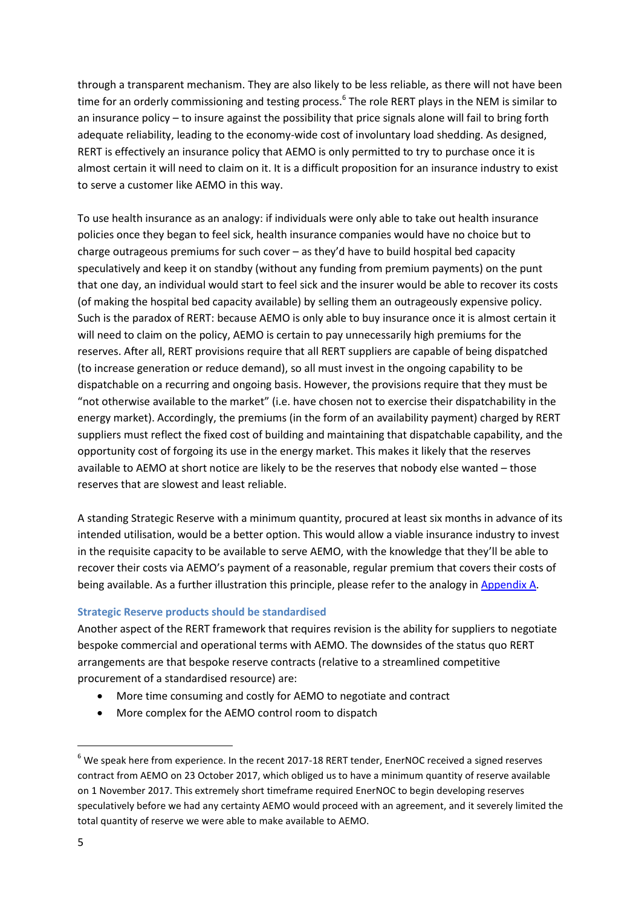through a transparent mechanism. They are also likely to be less reliable, as there will not have been time for an orderly commissioning and testing process.[6] The role RERT plays in the NEM is similar to an insurance policy – to insure against the possibility that price signals alone will fail to bring forth adequate reliability, leading to the economy-wide cost of involuntary load shedding. As designed, RERT is effectively an insurance policy that AEMO is only permitted to try to purchase once it is almost certain it will need to claim on it. It is a difficult proposition for an insurance industry to exist to serve a customer like AEMO in this way.

To use health insurance as an analogy: if individuals were only able to take out health insurance policies once they began to feel sick, health insurance companies would have no choice but to charge outrageous premiums for such cover – as they'd have to build hospital bed capacity speculatively and keep it on standby (without any funding from premium payments) on the punt that one day, an individual would start to feel sick and the insurer would be able to recover its costs (of making the hospital bed capacity available) by selling them an outrageously expensive policy. Such is the paradox of RERT: because AEMO is only able to buy insurance once it is almost certain it will need to claim on the policy, AEMO is certain to pay unnecessarily high premiums for the reserves. After all, RERT provisions require that all RERT suppliers are capable of being dispatched (to increase generation or reduce demand), so all must invest in the ongoing capability to be dispatchable on a recurring and ongoing basis. However, the provisions require that they must be "not otherwise available to the market" (i.e. have chosen not to exercise their dispatchability in the energy market). Accordingly, the premiums (in the form of an availability payment) charged by RERT suppliers must reflect the fixed cost of building and maintaining that dispatchable capability, and the opportunity cost of forgoing its use in the energy market. This makes it likely that the reserves available to AEMO at short notice are likely to be the reserves that nobody else wanted – those reserves that are slowest and least reliable.

A standing Strategic Reserve with a minimum quantity, procured at least six months in advance of its intended utilisation, would be a better option. This would allow a viable insurance industry to invest in the requisite capacity to be available to serve AEMO, with the knowledge that they'll be able to recover their costs via AEMO's payment of a reasonable, regular premium that covers their costs of being available. As a further illustration this principle, please refer to the analogy in Appendix A.

### Strategic Reserve products should be standardised

Another aspect of the RERT framework that requires revision is the ability for suppliers to negotiate bespoke commercial and operational terms with AEMO. The downsides of the status quo RERT arrangements are that bespoke reserve contracts (relative to a streamlined competitive procurement of a standardised resource) are:

- More time consuming and costly for AEMO to negotiate and contract
- More complex for the AEMO control room to dispatch

[6] We speak here from experience. In the recent 2017-18 RERT tender, EnerNOC received a signed reserves contract from AEMO on 23 October 2017, which obliged us to have a minimum quantity of reserve available on 1 November 2017. This extremely short timeframe required EnerNOC to begin developing reserves speculatively before we had any certainty AEMO would proceed with an agreement, and it severely limited the total quantity of reserve we were able to make available to AEMO.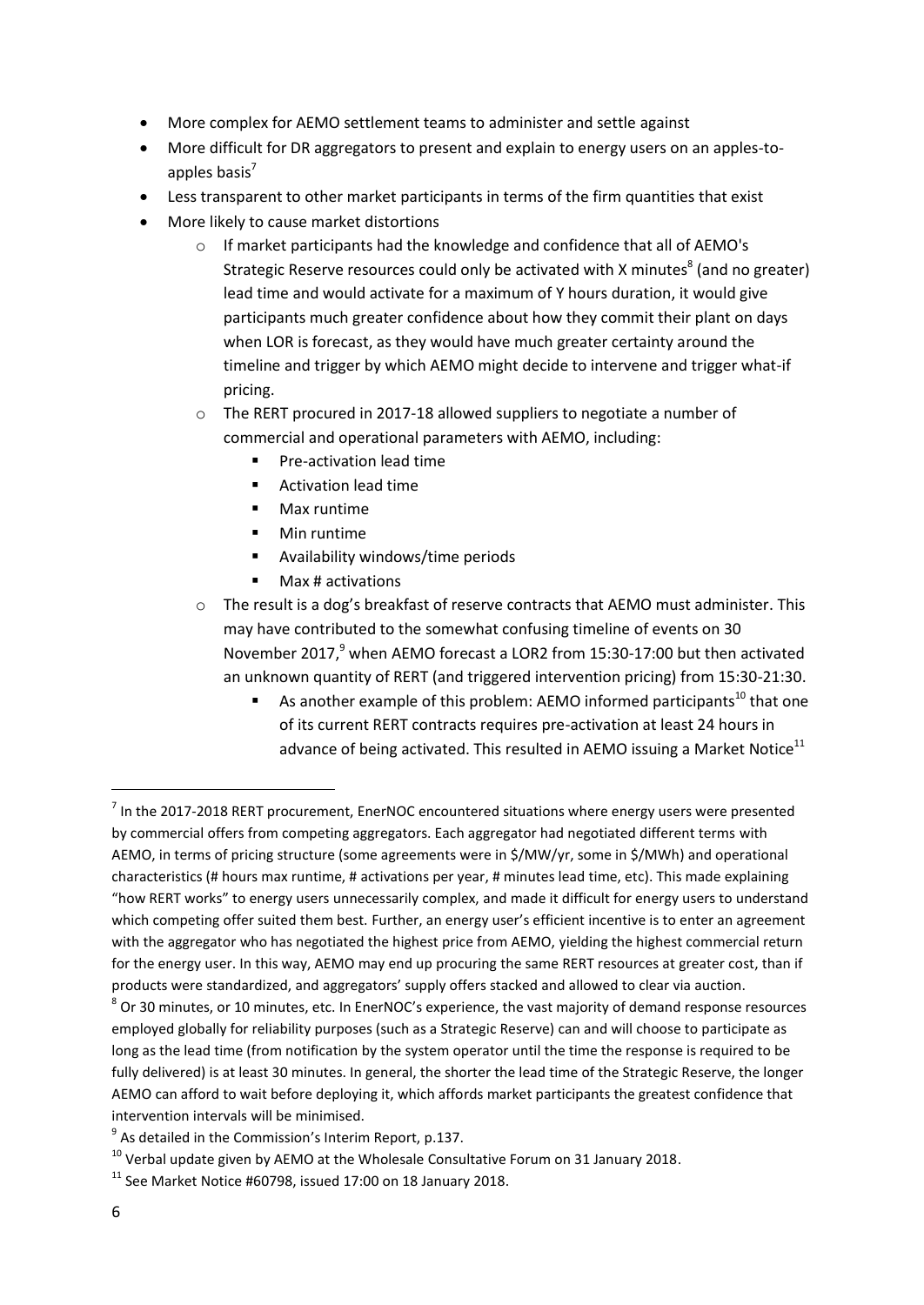- More complex for AEMO settlement teams to administer and settle against
- More difficult for DR aggregators to present and explain to energy users on an apples-to-apples basis[7]
- Less transparent to other market participants in terms of the firm quantities that exist
- More likely to cause market distortions
    - If market participants had the knowledge and confidence that all of AEMO's Strategic Reserve resources could only be activated with X minutes[8] (and no greater) lead time and would activate for a maximum of Y hours duration, it would give participants much greater confidence about how they commit their plant on days when LOR is forecast, as they would have much greater certainty around the timeline and trigger by which AEMO might decide to intervene and trigger what-if pricing.
    - The RERT procured in 2017-18 allowed suppliers to negotiate a number of commercial and operational parameters with AEMO, including:
        - Pre-activation lead time
        - Activation lead time
        - Max runtime
        - Min runtime
        - Availability windows/time periods
        - Max # activations
    - The result is a dog's breakfast of reserve contracts that AEMO must administer. This may have contributed to the somewhat confusing timeline of events on 30 November 2017,[9] when AEMO forecast a LOR2 from 15:30-17:00 but then activated an unknown quantity of RERT (and triggered intervention pricing) from 15:30-21:30.
        - As another example of this problem: AEMO informed participants[10] that one of its current RERT contracts requires pre-activation at least 24 hours in advance of being activated. This resulted in AEMO issuing a Market Notice[11]

---

[7] In the 2017-2018 RERT procurement, EnerNOC encountered situations where energy users were presented by commercial offers from competing aggregators. Each aggregator had negotiated different terms with AEMO, in terms of pricing structure (some agreements were in $/MW/yr, some in $/MWh) and operational characteristics (# hours max runtime, # activations per year, # minutes lead time, etc). This made explaining "how RERT works" to energy users unnecessarily complex, and made it difficult for energy users to understand which competing offer suited them best. Further, an energy user's efficient incentive is to enter an agreement with the aggregator who has negotiated the highest price from AEMO, yielding the highest commercial return for the energy user. In this way, AEMO may end up procuring the same RERT resources at greater cost, than if products were standardized, and aggregators' supply offers stacked and allowed to clear via auction.

[8] Or 30 minutes, or 10 minutes, etc. In EnerNOC's experience, the vast majority of demand response resources employed globally for reliability purposes (such as a Strategic Reserve) can and will choose to participate as long as the lead time (from notification by the system operator until the time the response is required to be fully delivered) is at least 30 minutes. In general, the shorter the lead time of the Strategic Reserve, the longer AEMO can afford to wait before deploying it, which affords market participants the greatest confidence that intervention intervals will be minimised.

[9] As detailed in the Commission's Interim Report, p.137.

[10] Verbal update given by AEMO at the Wholesale Consultative Forum on 31 January 2018.

[11] See Market Notice #60798, issued 17:00 on 18 January 2018.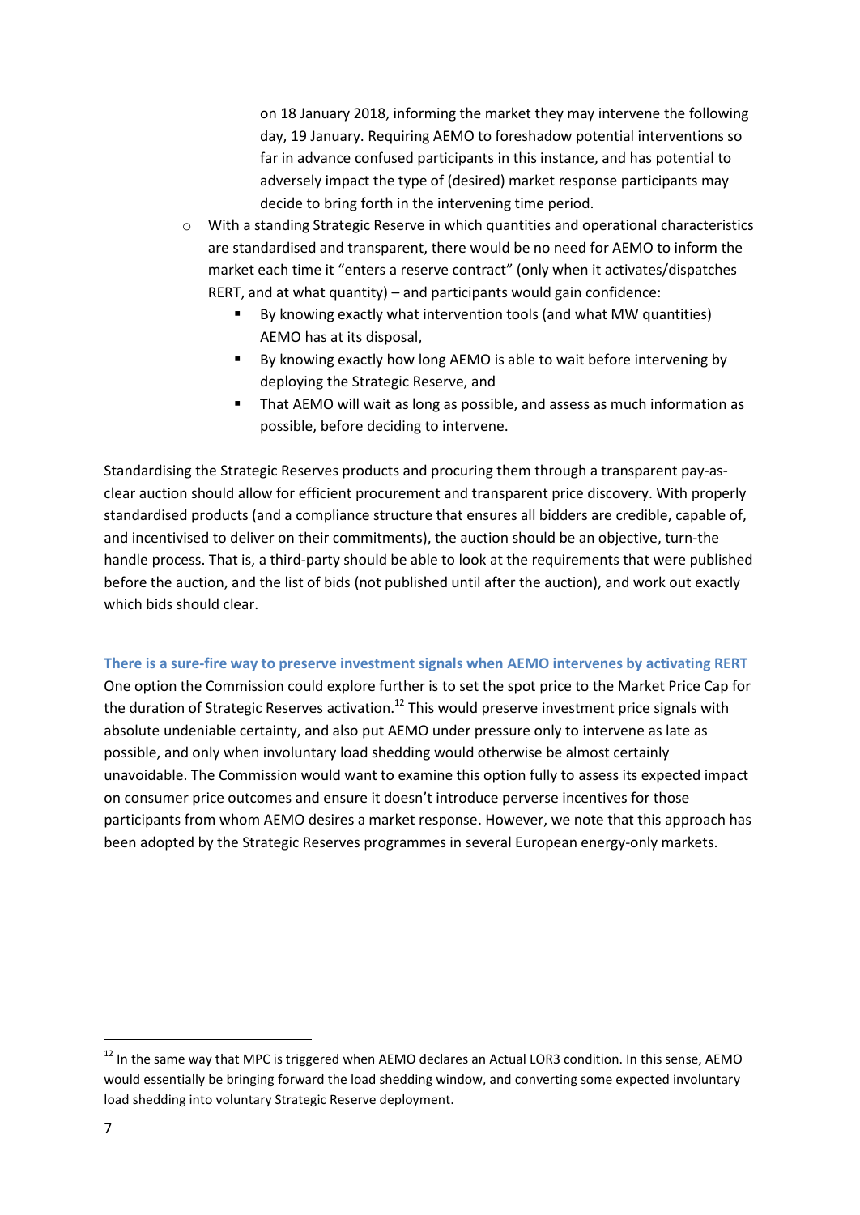on 18 January 2018, informing the market they may intervene the following day, 19 January. Requiring AEMO to foreshadow potential interventions so far in advance confused participants in this instance, and has potential to adversely impact the type of (desired) market response participants may decide to bring forth in the intervening time period.

- With a standing Strategic Reserve in which quantities and operational characteristics are standardised and transparent, there would be no need for AEMO to inform the market each time it "enters a reserve contract" (only when it activates/dispatches RERT, and at what quantity) – and participants would gain confidence:
  - By knowing exactly what intervention tools (and what MW quantities) AEMO has at its disposal,
  - By knowing exactly how long AEMO is able to wait before intervening by deploying the Strategic Reserve, and
  - That AEMO will wait as long as possible, and assess as much information as possible, before deciding to intervene.

Standardising the Strategic Reserves products and procuring them through a transparent pay-as-clear auction should allow for efficient procurement and transparent price discovery. With properly standardised products (and a compliance structure that ensures all bidders are credible, capable of, and incentivised to deliver on their commitments), the auction should be an objective, turn-the handle process. That is, a third-party should be able to look at the requirements that were published before the auction, and the list of bids (not published until after the auction), and work out exactly which bids should clear.

### There is a sure-fire way to preserve investment signals when AEMO intervenes by activating RERT

One option the Commission could explore further is to set the spot price to the Market Price Cap for the duration of Strategic Reserves activation.[12] This would preserve investment price signals with absolute undeniable certainty, and also put AEMO under pressure only to intervene as late as possible, and only when involuntary load shedding would otherwise be almost certainly unavoidable. The Commission would want to examine this option fully to assess its expected impact on consumer price outcomes and ensure it doesn't introduce perverse incentives for those participants from whom AEMO desires a market response. However, we note that this approach has been adopted by the Strategic Reserves programmes in several European energy-only markets.

[12] In the same way that MPC is triggered when AEMO declares an Actual LOR3 condition. In this sense, AEMO would essentially be bringing forward the load shedding window, and converting some expected involuntary load shedding into voluntary Strategic Reserve deployment.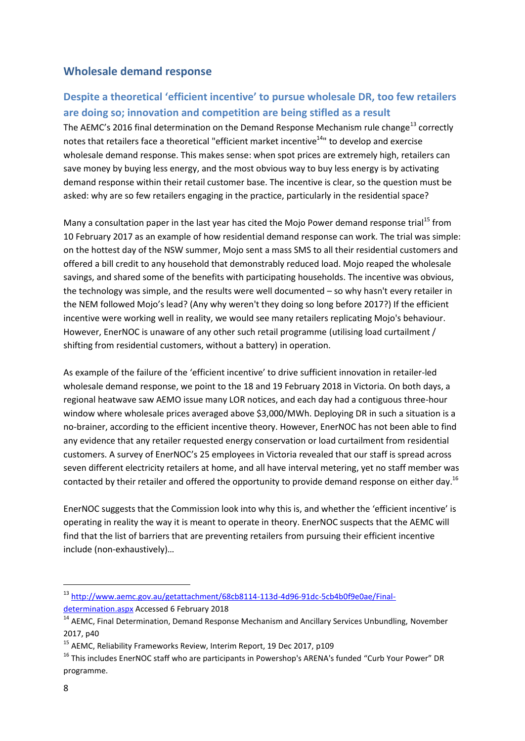## Wholesale demand response

### Despite a theoretical 'efficient incentive' to pursue wholesale DR, too few retailers are doing so; innovation and competition are being stifled as a result

The AEMC's 2016 final determination on the Demand Response Mechanism rule change[13] correctly notes that retailers face a theoretical "efficient market incentive[14]" to develop and exercise wholesale demand response. This makes sense: when spot prices are extremely high, retailers can save money by buying less energy, and the most obvious way to buy less energy is by activating demand response within their retail customer base. The incentive is clear, so the question must be asked: why are so few retailers engaging in the practice, particularly in the residential space?

Many a consultation paper in the last year has cited the Mojo Power demand response trial[15] from 10 February 2017 as an example of how residential demand response can work. The trial was simple: on the hottest day of the NSW summer, Mojo sent a mass SMS to all their residential customers and offered a bill credit to any household that demonstrably reduced load. Mojo reaped the wholesale savings, and shared some of the benefits with participating households. The incentive was obvious, the technology was simple, and the results were well documented – so why hasn't every retailer in the NEM followed Mojo's lead? (Any why weren't they doing so long before 2017?) If the efficient incentive were working well in reality, we would see many retailers replicating Mojo's behaviour. However, EnerNOC is unaware of any other such retail programme (utilising load curtailment / shifting from residential customers, without a battery) in operation.

As example of the failure of the 'efficient incentive' to drive sufficient innovation in retailer-led wholesale demand response, we point to the 18 and 19 February 2018 in Victoria. On both days, a regional heatwave saw AEMO issue many LOR notices, and each day had a contiguous three-hour window where wholesale prices averaged above $3,000/MWh. Deploying DR in such a situation is a no-brainer, according to the efficient incentive theory. However, EnerNOC has not been able to find any evidence that any retailer requested energy conservation or load curtailment from residential customers. A survey of EnerNOC's 25 employees in Victoria revealed that our staff is spread across seven different electricity retailers at home, and all have interval metering, yet no staff member was contacted by their retailer and offered the opportunity to provide demand response on either day.[16]

EnerNOC suggests that the Commission look into why this is, and whether the 'efficient incentive' is operating in reality the way it is meant to operate in theory. EnerNOC suspects that the AEMC will find that the list of barriers that are preventing retailers from pursuing their efficient incentive include (non-exhaustively)…

---

[13] http://www.aemc.gov.au/getattachment/68cb8114-113d-4d96-91dc-5cb4b0f9e0ae/Final-determination.aspx Accessed 6 February 2018

[14] AEMC, Final Determination, Demand Response Mechanism and Ancillary Services Unbundling, November 2017, p40

[15] AEMC, Reliability Frameworks Review, Interim Report, 19 Dec 2017, p109

[16] This includes EnerNOC staff who are participants in Powershop's ARENA's funded "Curb Your Power" DR programme.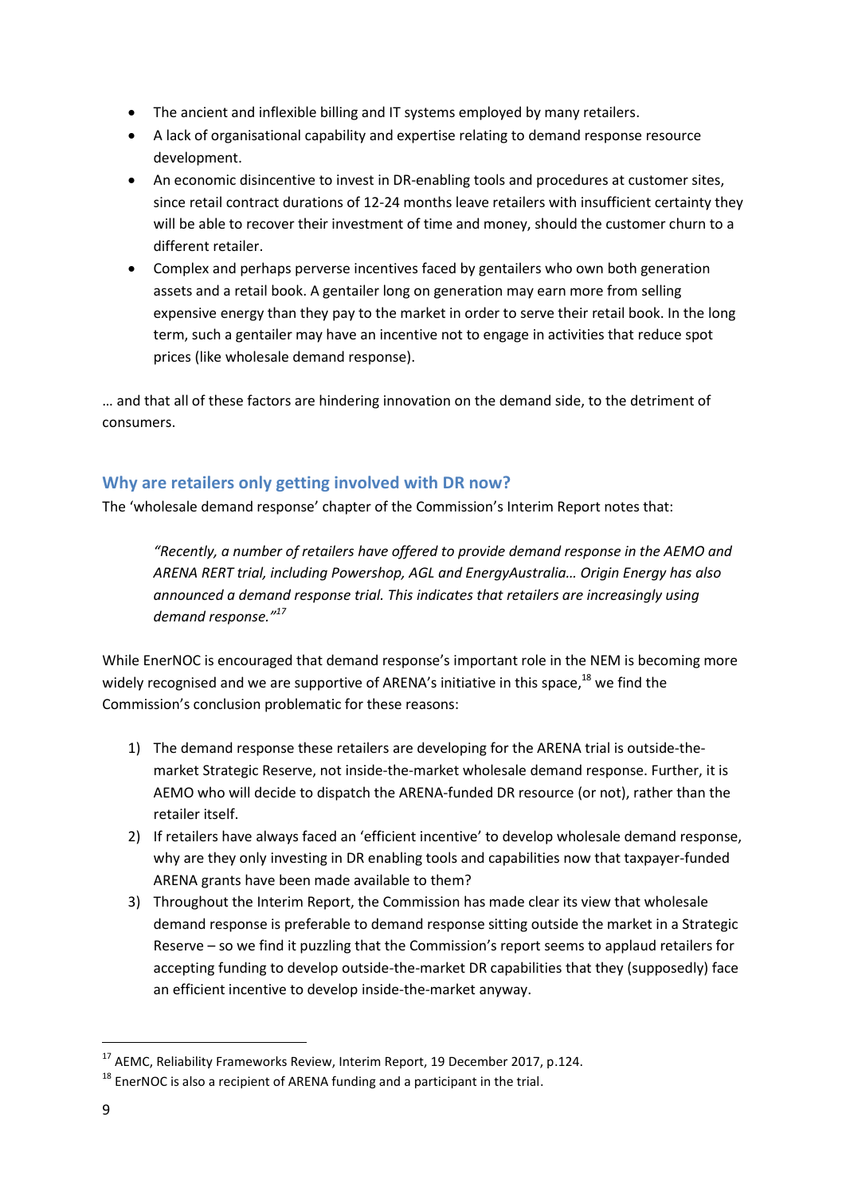- The ancient and inflexible billing and IT systems employed by many retailers.
- A lack of organisational capability and expertise relating to demand response resource development.
- An economic disincentive to invest in DR-enabling tools and procedures at customer sites, since retail contract durations of 12-24 months leave retailers with insufficient certainty they will be able to recover their investment of time and money, should the customer churn to a different retailer.
- Complex and perhaps perverse incentives faced by gentailers who own both generation assets and a retail book. A gentailer long on generation may earn more from selling expensive energy than they pay to the market in order to serve their retail book. In the long term, such a gentailer may have an incentive not to engage in activities that reduce spot prices (like wholesale demand response).

… and that all of these factors are hindering innovation on the demand side, to the detriment of consumers.

## Why are retailers only getting involved with DR now?

The 'wholesale demand response' chapter of the Commission's Interim Report notes that:

> *"Recently, a number of retailers have offered to provide demand response in the AEMO and ARENA RERT trial, including Powershop, AGL and EnergyAustralia… Origin Energy has also announced a demand response trial. This indicates that retailers are increasingly using demand response."*[17]

While EnerNOC is encouraged that demand response's important role in the NEM is becoming more widely recognised and we are supportive of ARENA's initiative in this space,[18] we find the Commission's conclusion problematic for these reasons:

1) The demand response these retailers are developing for the ARENA trial is outside-the-market Strategic Reserve, not inside-the-market wholesale demand response. Further, it is AEMO who will decide to dispatch the ARENA-funded DR resource (or not), rather than the retailer itself.
2) If retailers have always faced an 'efficient incentive' to develop wholesale demand response, why are they only investing in DR enabling tools and capabilities now that taxpayer-funded ARENA grants have been made available to them?
3) Throughout the Interim Report, the Commission has made clear its view that wholesale demand response is preferable to demand response sitting outside the market in a Strategic Reserve – so we find it puzzling that the Commission's report seems to applaud retailers for accepting funding to develop outside-the-market DR capabilities that they (supposedly) face an efficient incentive to develop inside-the-market anyway.

---

[17] AEMC, Reliability Frameworks Review, Interim Report, 19 December 2017, p.124.

[18] EnerNOC is also a recipient of ARENA funding and a participant in the trial.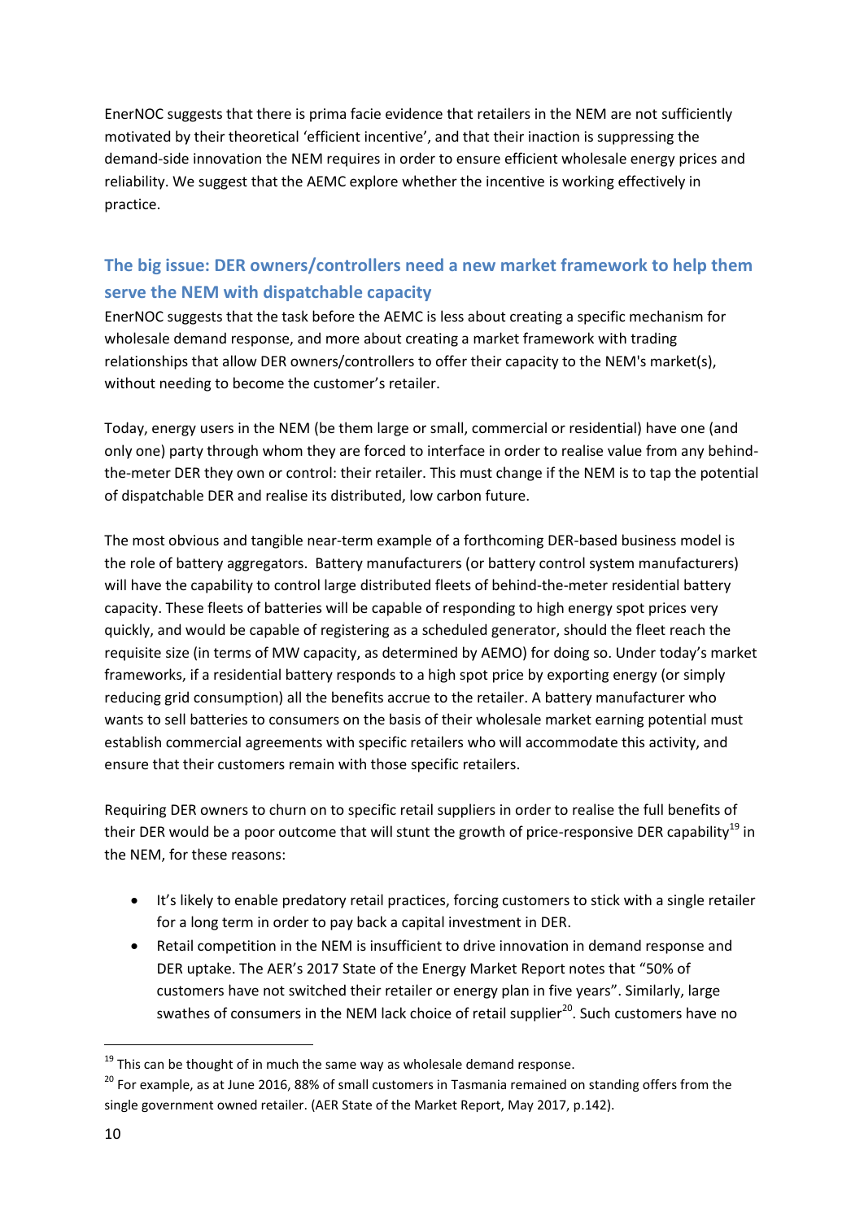EnerNOC suggests that there is prima facie evidence that retailers in the NEM are not sufficiently motivated by their theoretical 'efficient incentive', and that their inaction is suppressing the demand-side innovation the NEM requires in order to ensure efficient wholesale energy prices and reliability. We suggest that the AEMC explore whether the incentive is working effectively in practice.

## The big issue: DER owners/controllers need a new market framework to help them serve the NEM with dispatchable capacity

EnerNOC suggests that the task before the AEMC is less about creating a specific mechanism for wholesale demand response, and more about creating a market framework with trading relationships that allow DER owners/controllers to offer their capacity to the NEM's market(s), without needing to become the customer's retailer.

Today, energy users in the NEM (be them large or small, commercial or residential) have one (and only one) party through whom they are forced to interface in order to realise value from any behind-the-meter DER they own or control: their retailer. This must change if the NEM is to tap the potential of dispatchable DER and realise its distributed, low carbon future.

The most obvious and tangible near-term example of a forthcoming DER-based business model is the role of battery aggregators. Battery manufacturers (or battery control system manufacturers) will have the capability to control large distributed fleets of behind-the-meter residential battery capacity. These fleets of batteries will be capable of responding to high energy spot prices very quickly, and would be capable of registering as a scheduled generator, should the fleet reach the requisite size (in terms of MW capacity, as determined by AEMO) for doing so. Under today's market frameworks, if a residential battery responds to a high spot price by exporting energy (or simply reducing grid consumption) all the benefits accrue to the retailer. A battery manufacturer who wants to sell batteries to consumers on the basis of their wholesale market earning potential must establish commercial agreements with specific retailers who will accommodate this activity, and ensure that their customers remain with those specific retailers.

Requiring DER owners to churn on to specific retail suppliers in order to realise the full benefits of their DER would be a poor outcome that will stunt the growth of price-responsive DER capability[19] in the NEM, for these reasons:

- It's likely to enable predatory retail practices, forcing customers to stick with a single retailer for a long term in order to pay back a capital investment in DER.
- Retail competition in the NEM is insufficient to drive innovation in demand response and DER uptake. The AER's 2017 State of the Energy Market Report notes that "50% of customers have not switched their retailer or energy plan in five years". Similarly, large swathes of consumers in the NEM lack choice of retail supplier[20]. Such customers have no

[19] This can be thought of in much the same way as wholesale demand response.

[20] For example, as at June 2016, 88% of small customers in Tasmania remained on standing offers from the single government owned retailer. (AER State of the Market Report, May 2017, p.142).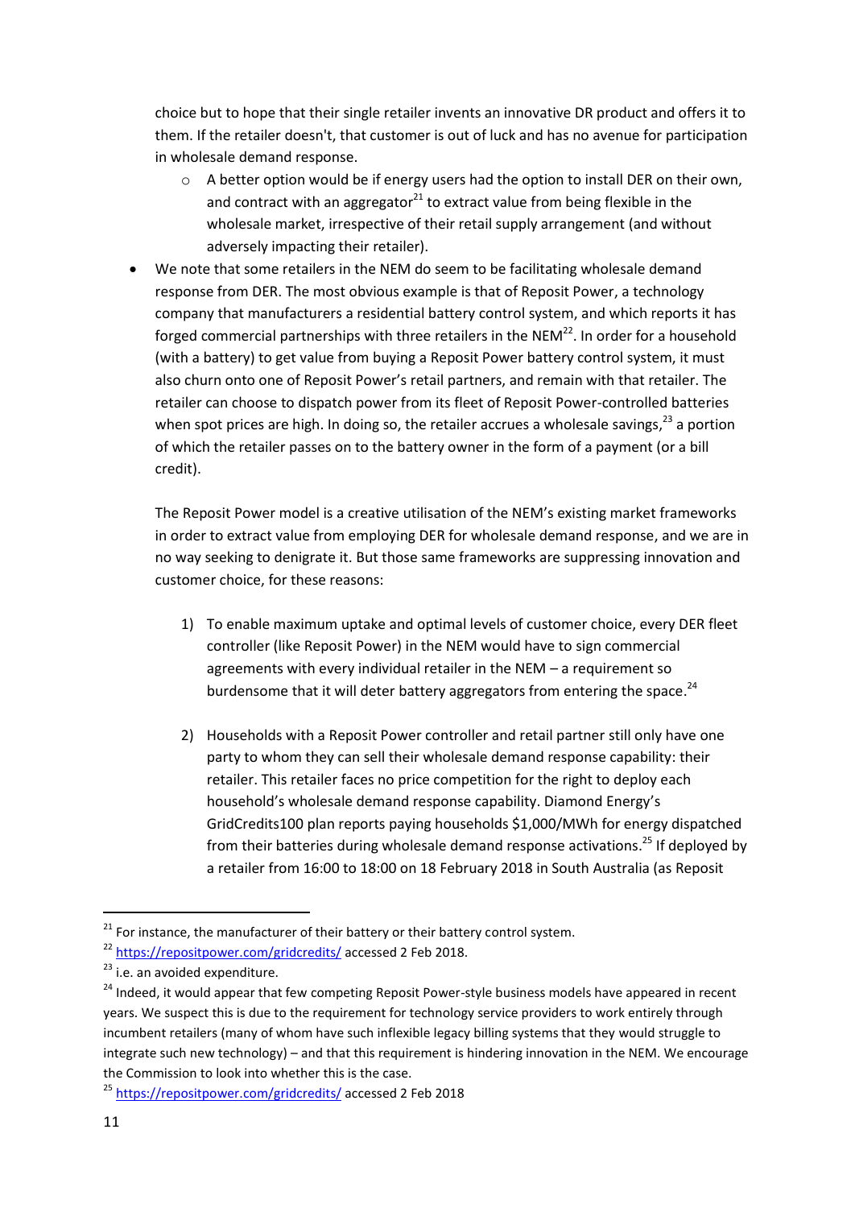choice but to hope that their single retailer invents an innovative DR product and offers it to them. If the retailer doesn't, that customer is out of luck and has no avenue for participation in wholesale demand response.

  - A better option would be if energy users had the option to install DER on their own, and contract with an aggregator[21] to extract value from being flexible in the wholesale market, irrespective of their retail supply arrangement (and without adversely impacting their retailer).

- We note that some retailers in the NEM do seem to be facilitating wholesale demand response from DER. The most obvious example is that of Reposit Power, a technology company that manufacturers a residential battery control system, and which reports it has forged commercial partnerships with three retailers in the NEM[22]. In order for a household (with a battery) to get value from buying a Reposit Power battery control system, it must also churn onto one of Reposit Power's retail partners, and remain with that retailer. The retailer can choose to dispatch power from its fleet of Reposit Power-controlled batteries when spot prices are high. In doing so, the retailer accrues a wholesale savings,[23] a portion of which the retailer passes on to the battery owner in the form of a payment (or a bill credit).

  The Reposit Power model is a creative utilisation of the NEM's existing market frameworks in order to extract value from employing DER for wholesale demand response, and we are in no way seeking to denigrate it. But those same frameworks are suppressing innovation and customer choice, for these reasons:

  1) To enable maximum uptake and optimal levels of customer choice, every DER fleet controller (like Reposit Power) in the NEM would have to sign commercial agreements with every individual retailer in the NEM – a requirement so burdensome that it will deter battery aggregators from entering the space.[24]

  2) Households with a Reposit Power controller and retail partner still only have one party to whom they can sell their wholesale demand response capability: their retailer. This retailer faces no price competition for the right to deploy each household's wholesale demand response capability. Diamond Energy's GridCredits100 plan reports paying households $1,000/MWh for energy dispatched from their batteries during wholesale demand response activations.[25] If deployed by a retailer from 16:00 to 18:00 on 18 February 2018 in South Australia (as Reposit

---

[21] For instance, the manufacturer of their battery or their battery control system.

[22] https://repositpower.com/gridcredits/ accessed 2 Feb 2018.

[23] i.e. an avoided expenditure.

[24] Indeed, it would appear that few competing Reposit Power-style business models have appeared in recent years. We suspect this is due to the requirement for technology service providers to work entirely through incumbent retailers (many of whom have such inflexible legacy billing systems that they would struggle to integrate such new technology) – and that this requirement is hindering innovation in the NEM. We encourage the Commission to look into whether this is the case.

[25] https://repositpower.com/gridcredits/ accessed 2 Feb 2018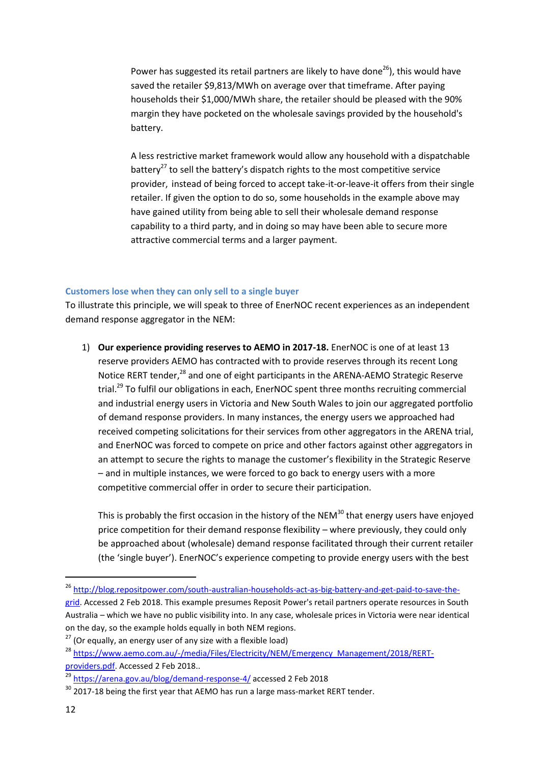Power has suggested its retail partners are likely to have done[26]), this would have saved the retailer $9,813/MWh on average over that timeframe. After paying households their $1,000/MWh share, the retailer should be pleased with the 90% margin they have pocketed on the wholesale savings provided by the household's battery.

A less restrictive market framework would allow any household with a dispatchable battery[27] to sell the battery's dispatch rights to the most competitive service provider, instead of being forced to accept take-it-or-leave-it offers from their single retailer. If given the option to do so, some households in the example above may have gained utility from being able to sell their wholesale demand response capability to a third party, and in doing so may have been able to secure more attractive commercial terms and a larger payment.

### Customers lose when they can only sell to a single buyer

To illustrate this principle, we will speak to three of EnerNOC recent experiences as an independent demand response aggregator in the NEM:

1) **Our experience providing reserves to AEMO in 2017-18.** EnerNOC is one of at least 13 reserve providers AEMO has contracted with to provide reserves through its recent Long Notice RERT tender,[28] and one of eight participants in the ARENA-AEMO Strategic Reserve trial.[29] To fulfil our obligations in each, EnerNOC spent three months recruiting commercial and industrial energy users in Victoria and New South Wales to join our aggregated portfolio of demand response providers. In many instances, the energy users we approached had received competing solicitations for their services from other aggregators in the ARENA trial, and EnerNOC was forced to compete on price and other factors against other aggregators in an attempt to secure the rights to manage the customer's flexibility in the Strategic Reserve – and in multiple instances, we were forced to go back to energy users with a more competitive commercial offer in order to secure their participation.

   This is probably the first occasion in the history of the NEM[30] that energy users have enjoyed price competition for their demand response flexibility – where previously, they could only be approached about (wholesale) demand response facilitated through their current retailer (the 'single buyer'). EnerNOC's experience competing to provide energy users with the best

---

[26] http://blog.repositpower.com/south-australian-households-act-as-big-battery-and-get-paid-to-save-the-grid. Accessed 2 Feb 2018. This example presumes Reposit Power's retail partners operate resources in South Australia – which we have no public visibility into. In any case, wholesale prices in Victoria were near identical on the day, so the example holds equally in both NEM regions.

[27] (Or equally, an energy user of any size with a flexible load)

[28] https://www.aemo.com.au/-/media/Files/Electricity/NEM/Emergency_Management/2018/RERT-providers.pdf. Accessed 2 Feb 2018..

[29] https://arena.gov.au/blog/demand-response-4/ accessed 2 Feb 2018

[30] 2017-18 being the first year that AEMO has run a large mass-market RERT tender.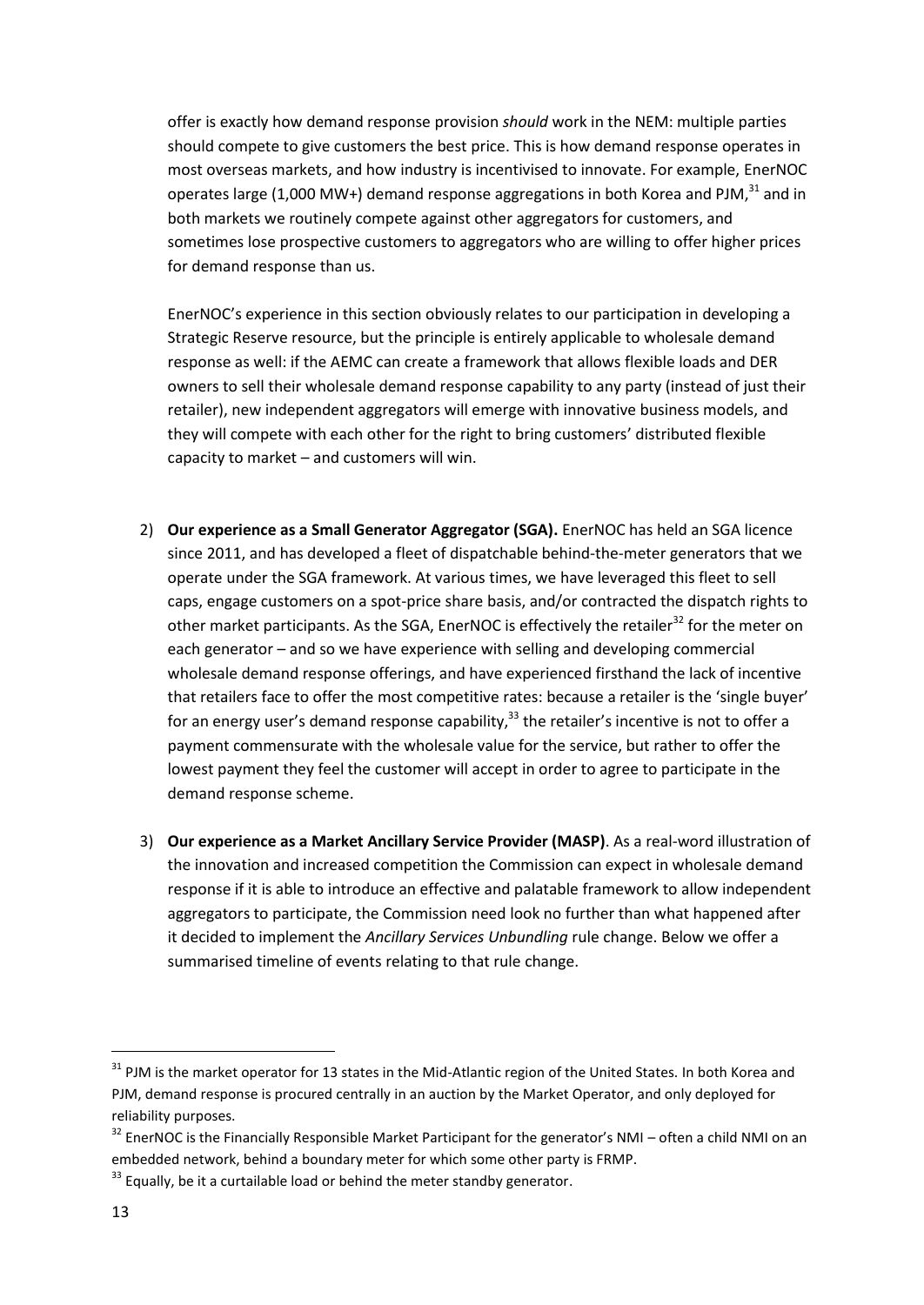offer is exactly how demand response provision *should* work in the NEM: multiple parties should compete to give customers the best price. This is how demand response operates in most overseas markets, and how industry is incentivised to innovate. For example, EnerNOC operates large (1,000 MW+) demand response aggregations in both Korea and PJM,[31] and in both markets we routinely compete against other aggregators for customers, and sometimes lose prospective customers to aggregators who are willing to offer higher prices for demand response than us.

EnerNOC's experience in this section obviously relates to our participation in developing a Strategic Reserve resource, but the principle is entirely applicable to wholesale demand response as well: if the AEMC can create a framework that allows flexible loads and DER owners to sell their wholesale demand response capability to any party (instead of just their retailer), new independent aggregators will emerge with innovative business models, and they will compete with each other for the right to bring customers' distributed flexible capacity to market – and customers will win.

2) **Our experience as a Small Generator Aggregator (SGA).** EnerNOC has held an SGA licence since 2011, and has developed a fleet of dispatchable behind-the-meter generators that we operate under the SGA framework. At various times, we have leveraged this fleet to sell caps, engage customers on a spot-price share basis, and/or contracted the dispatch rights to other market participants. As the SGA, EnerNOC is effectively the retailer[32] for the meter on each generator – and so we have experience with selling and developing commercial wholesale demand response offerings, and have experienced firsthand the lack of incentive that retailers face to offer the most competitive rates: because a retailer is the 'single buyer' for an energy user's demand response capability,[33] the retailer's incentive is not to offer a payment commensurate with the wholesale value for the service, but rather to offer the lowest payment they feel the customer will accept in order to agree to participate in the demand response scheme.

3) **Our experience as a Market Ancillary Service Provider (MASP)**. As a real-word illustration of the innovation and increased competition the Commission can expect in wholesale demand response if it is able to introduce an effective and palatable framework to allow independent aggregators to participate, the Commission need look no further than what happened after it decided to implement the *Ancillary Services Unbundling* rule change. Below we offer a summarised timeline of events relating to that rule change.

---

[31] PJM is the market operator for 13 states in the Mid-Atlantic region of the United States. In both Korea and PJM, demand response is procured centrally in an auction by the Market Operator, and only deployed for reliability purposes.

[32] EnerNOC is the Financially Responsible Market Participant for the generator's NMI – often a child NMI on an embedded network, behind a boundary meter for which some other party is FRMP.

[33] Equally, be it a curtailable load or behind the meter standby generator.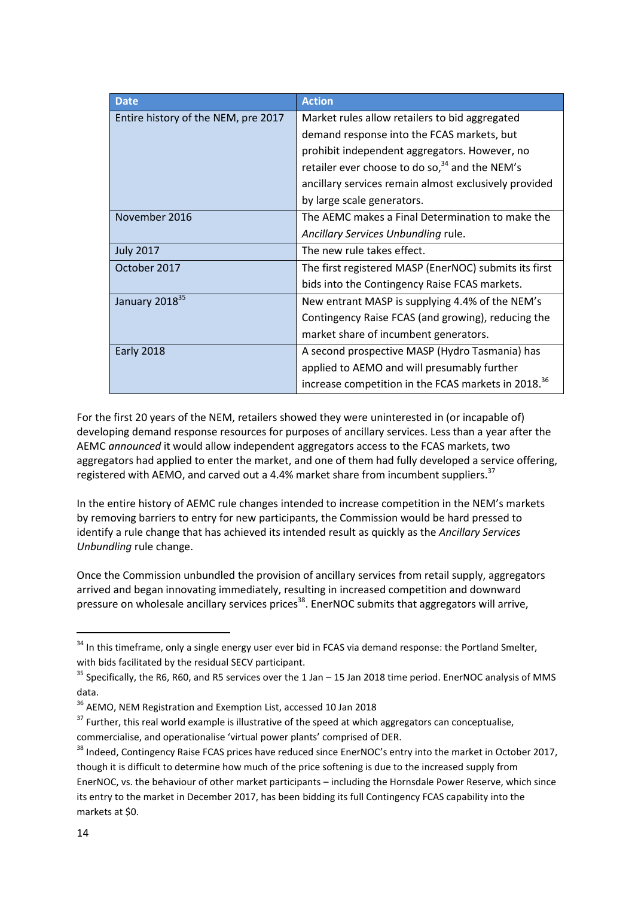| Date | Action |
|---|---|
| Entire history of the NEM, pre 2017 | Market rules allow retailers to bid aggregated demand response into the FCAS markets, but prohibit independent aggregators. However, no retailer ever choose to do so,[34] and the NEM's ancillary services remain almost exclusively provided by large scale generators. |
| November 2016 | The AEMC makes a Final Determination to make the *Ancillary Services Unbundling* rule. |
| July 2017 | The new rule takes effect. |
| October 2017 | The first registered MASP (EnerNOC) submits its first bids into the Contingency Raise FCAS markets. |
| January 2018[35] | New entrant MASP is supplying 4.4% of the NEM's Contingency Raise FCAS (and growing), reducing the market share of incumbent generators. |
| Early 2018 | A second prospective MASP (Hydro Tasmania) has applied to AEMO and will presumably further increase competition in the FCAS markets in 2018.[36] |

For the first 20 years of the NEM, retailers showed they were uninterested in (or incapable of) developing demand response resources for purposes of ancillary services. Less than a year after the AEMC *announced* it would allow independent aggregators access to the FCAS markets, two aggregators had applied to enter the market, and one of them had fully developed a service offering, registered with AEMO, and carved out a 4.4% market share from incumbent suppliers.[37]

In the entire history of AEMC rule changes intended to increase competition in the NEM's markets by removing barriers to entry for new participants, the Commission would be hard pressed to identify a rule change that has achieved its intended result as quickly as the *Ancillary Services Unbundling* rule change.

Once the Commission unbundled the provision of ancillary services from retail supply, aggregators arrived and began innovating immediately, resulting in increased competition and downward pressure on wholesale ancillary services prices[38]. EnerNOC submits that aggregators will arrive,

---

[34] In this timeframe, only a single energy user ever bid in FCAS via demand response: the Portland Smelter, with bids facilitated by the residual SECV participant.

[35] Specifically, the R6, R60, and R5 services over the 1 Jan – 15 Jan 2018 time period. EnerNOC analysis of MMS data.

[36] AEMO, NEM Registration and Exemption List, accessed 10 Jan 2018

[37] Further, this real world example is illustrative of the speed at which aggregators can conceptualise, commercialise, and operationalise 'virtual power plants' comprised of DER.

[38] Indeed, Contingency Raise FCAS prices have reduced since EnerNOC's entry into the market in October 2017, though it is difficult to determine how much of the price softening is due to the increased supply from EnerNOC, vs. the behaviour of other market participants – including the Hornsdale Power Reserve, which since its entry to the market in December 2017, has been bidding its full Contingency FCAS capability into the markets at $0.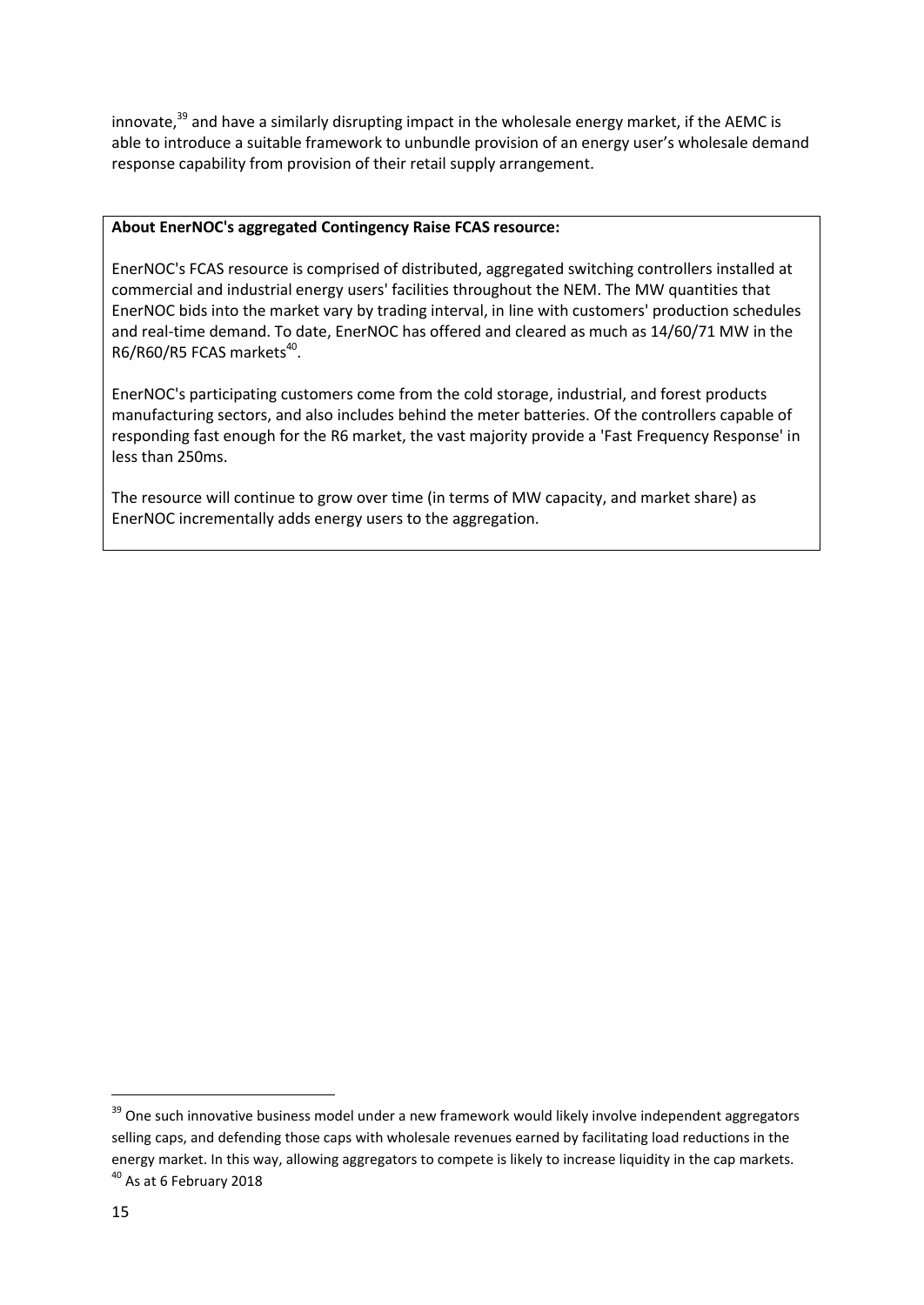innovate,[39] and have a similarly disrupting impact in the wholesale energy market, if the AEMC is able to introduce a suitable framework to unbundle provision of an energy user's wholesale demand response capability from provision of their retail supply arrangement.

**About EnerNOC's aggregated Contingency Raise FCAS resource:**

EnerNOC's FCAS resource is comprised of distributed, aggregated switching controllers installed at commercial and industrial energy users' facilities throughout the NEM. The MW quantities that EnerNOC bids into the market vary by trading interval, in line with customers' production schedules and real-time demand. To date, EnerNOC has offered and cleared as much as 14/60/71 MW in the R6/R60/R5 FCAS markets[40].

EnerNOC's participating customers come from the cold storage, industrial, and forest products manufacturing sectors, and also includes behind the meter batteries. Of the controllers capable of responding fast enough for the R6 market, the vast majority provide a 'Fast Frequency Response' in less than 250ms.

The resource will continue to grow over time (in terms of MW capacity, and market share) as EnerNOC incrementally adds energy users to the aggregation.

---

[39] One such innovative business model under a new framework would likely involve independent aggregators selling caps, and defending those caps with wholesale revenues earned by facilitating load reductions in the energy market. In this way, allowing aggregators to compete is likely to increase liquidity in the cap markets.

[40] As at 6 February 2018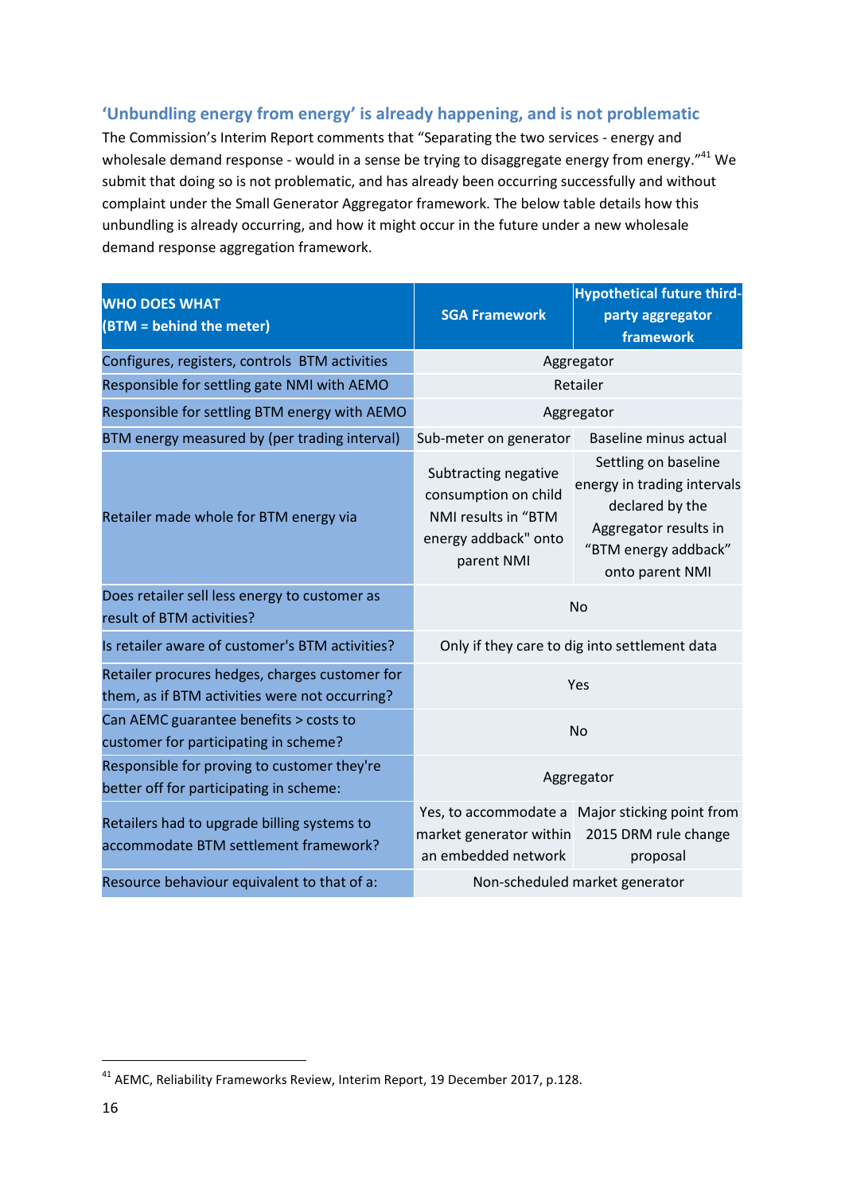## 'Unbundling energy from energy' is already happening, and is not problematic

The Commission's Interim Report comments that "Separating the two services - energy and wholesale demand response - would in a sense be trying to disaggregate energy from energy."[41] We submit that doing so is not problematic, and has already been occurring successfully and without complaint under the Small Generator Aggregator framework. The below table details how this unbundling is already occurring, and how it might occur in the future under a new wholesale demand response aggregation framework.

| WHO DOES WHAT (BTM = behind the meter) | SGA Framework | Hypothetical future third-party aggregator framework |
|---|---|---|
| Configures, registers, controls BTM activities | Aggregator | |
| Responsible for settling gate NMI with AEMO | Retailer | |
| Responsible for settling BTM energy with AEMO | Aggregator | |
| BTM energy measured by (per trading interval) | Sub-meter on generator | Baseline minus actual |
| Retailer made whole for BTM energy via | Subtracting negative consumption on child NMI results in "BTM energy addback" onto parent NMI | Settling on baseline energy in trading intervals declared by the Aggregator results in "BTM energy addback" onto parent NMI |
| Does retailer sell less energy to customer as result of BTM activities? | No | |
| Is retailer aware of customer's BTM activities? | Only if they care to dig into settlement data | |
| Retailer procures hedges, charges customer for them, as if BTM activities were not occurring? | Yes | |
| Can AEMC guarantee benefits > costs to customer for participating in scheme? | No | |
| Responsible for proving to customer they're better off for participating in scheme: | Aggregator | |
| Retailers had to upgrade billing systems to accommodate BTM settlement framework? | Yes, to accommodate a market generator within an embedded network | Major sticking point from 2015 DRM rule change proposal |
| Resource behaviour equivalent to that of a: | Non-scheduled market generator | |

[41] AEMC, Reliability Frameworks Review, Interim Report, 19 December 2017, p.128.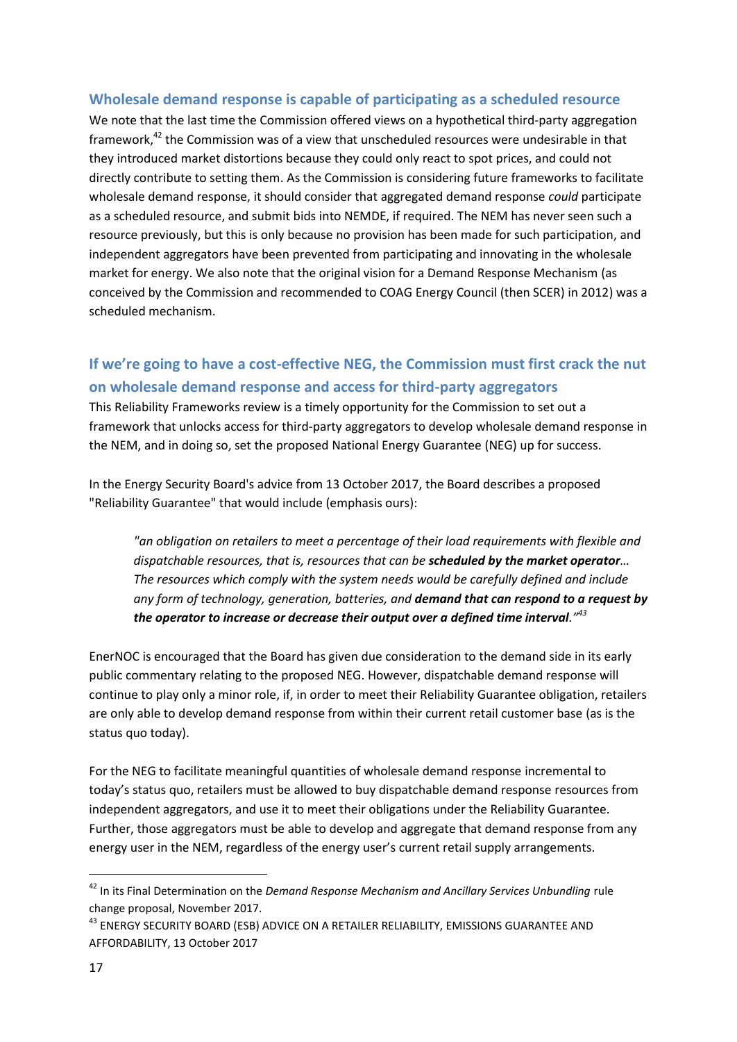## Wholesale demand response is capable of participating as a scheduled resource

We note that the last time the Commission offered views on a hypothetical third-party aggregation framework,[42] the Commission was of a view that unscheduled resources were undesirable in that they introduced market distortions because they could only react to spot prices, and could not directly contribute to setting them. As the Commission is considering future frameworks to facilitate wholesale demand response, it should consider that aggregated demand response *could* participate as a scheduled resource, and submit bids into NEMDE, if required. The NEM has never seen such a resource previously, but this is only because no provision has been made for such participation, and independent aggregators have been prevented from participating and innovating in the wholesale market for energy. We also note that the original vision for a Demand Response Mechanism (as conceived by the Commission and recommended to COAG Energy Council (then SCER) in 2012) was a scheduled mechanism.

## If we're going to have a cost-effective NEG, the Commission must first crack the nut on wholesale demand response and access for third-party aggregators

This Reliability Frameworks review is a timely opportunity for the Commission to set out a framework that unlocks access for third-party aggregators to develop wholesale demand response in the NEM, and in doing so, set the proposed National Energy Guarantee (NEG) up for success.

In the Energy Security Board's advice from 13 October 2017, the Board describes a proposed "Reliability Guarantee" that would include (emphasis ours):

> *"an obligation on retailers to meet a percentage of their load requirements with flexible and dispatchable resources, that is, resources that can be* ***scheduled by the market operator****… The resources which comply with the system needs would be carefully defined and include any form of technology, generation, batteries, and* ***demand that can respond to a request by the operator to increase or decrease their output over a defined time interval****."*[43]

EnerNOC is encouraged that the Board has given due consideration to the demand side in its early public commentary relating to the proposed NEG. However, dispatchable demand response will continue to play only a minor role, if, in order to meet their Reliability Guarantee obligation, retailers are only able to develop demand response from within their current retail customer base (as is the status quo today).

For the NEG to facilitate meaningful quantities of wholesale demand response incremental to today's status quo, retailers must be allowed to buy dispatchable demand response resources from independent aggregators, and use it to meet their obligations under the Reliability Guarantee. Further, those aggregators must be able to develop and aggregate that demand response from any energy user in the NEM, regardless of the energy user's current retail supply arrangements.

---

[42] In its Final Determination on the *Demand Response Mechanism and Ancillary Services Unbundling* rule change proposal, November 2017.

[43] ENERGY SECURITY BOARD (ESB) ADVICE ON A RETAILER RELIABILITY, EMISSIONS GUARANTEE AND AFFORDABILITY, 13 October 2017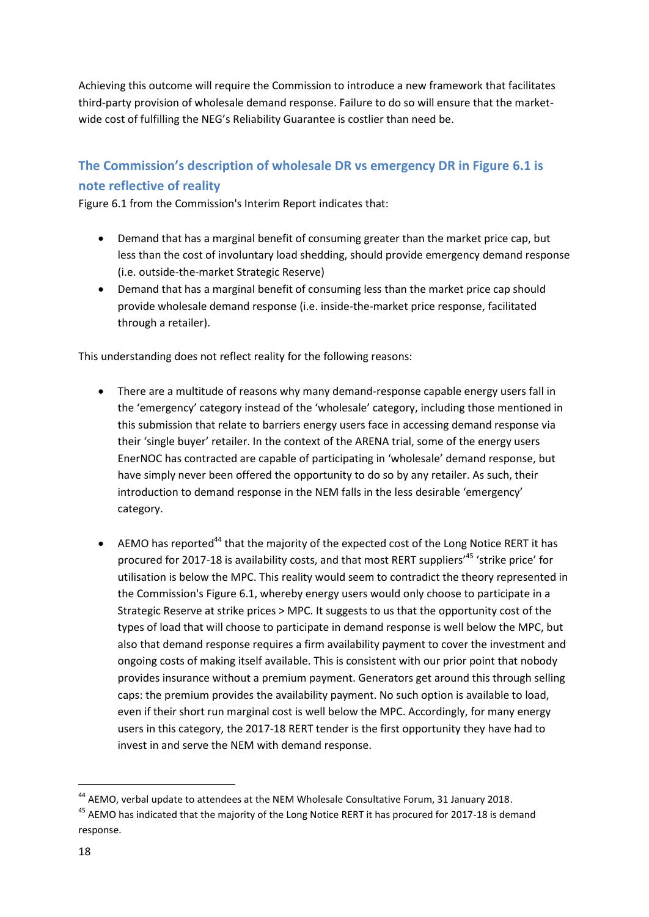Achieving this outcome will require the Commission to introduce a new framework that facilitates third-party provision of wholesale demand response. Failure to do so will ensure that the market-wide cost of fulfilling the NEG's Reliability Guarantee is costlier than need be.

## The Commission's description of wholesale DR vs emergency DR in Figure 6.1 is note reflective of reality

Figure 6.1 from the Commission's Interim Report indicates that:

- Demand that has a marginal benefit of consuming greater than the market price cap, but less than the cost of involuntary load shedding, should provide emergency demand response (i.e. outside-the-market Strategic Reserve)
- Demand that has a marginal benefit of consuming less than the market price cap should provide wholesale demand response (i.e. inside-the-market price response, facilitated through a retailer).

This understanding does not reflect reality for the following reasons:

- There are a multitude of reasons why many demand-response capable energy users fall in the 'emergency' category instead of the 'wholesale' category, including those mentioned in this submission that relate to barriers energy users face in accessing demand response via their 'single buyer' retailer. In the context of the ARENA trial, some of the energy users EnerNOC has contracted are capable of participating in 'wholesale' demand response, but have simply never been offered the opportunity to do so by any retailer. As such, their introduction to demand response in the NEM falls in the less desirable 'emergency' category.

- AEMO has reported[44] that the majority of the expected cost of the Long Notice RERT it has procured for 2017-18 is availability costs, and that most RERT suppliers'[45] 'strike price' for utilisation is below the MPC. This reality would seem to contradict the theory represented in the Commission's Figure 6.1, whereby energy users would only choose to participate in a Strategic Reserve at strike prices > MPC. It suggests to us that the opportunity cost of the types of load that will choose to participate in demand response is well below the MPC, but also that demand response requires a firm availability payment to cover the investment and ongoing costs of making itself available. This is consistent with our prior point that nobody provides insurance without a premium payment. Generators get around this through selling caps: the premium provides the availability payment. No such option is available to load, even if their short run marginal cost is well below the MPC. Accordingly, for many energy users in this category, the 2017-18 RERT tender is the first opportunity they have had to invest in and serve the NEM with demand response.

---

[44] AEMO, verbal update to attendees at the NEM Wholesale Consultative Forum, 31 January 2018.

[45] AEMO has indicated that the majority of the Long Notice RERT it has procured for 2017-18 is demand response.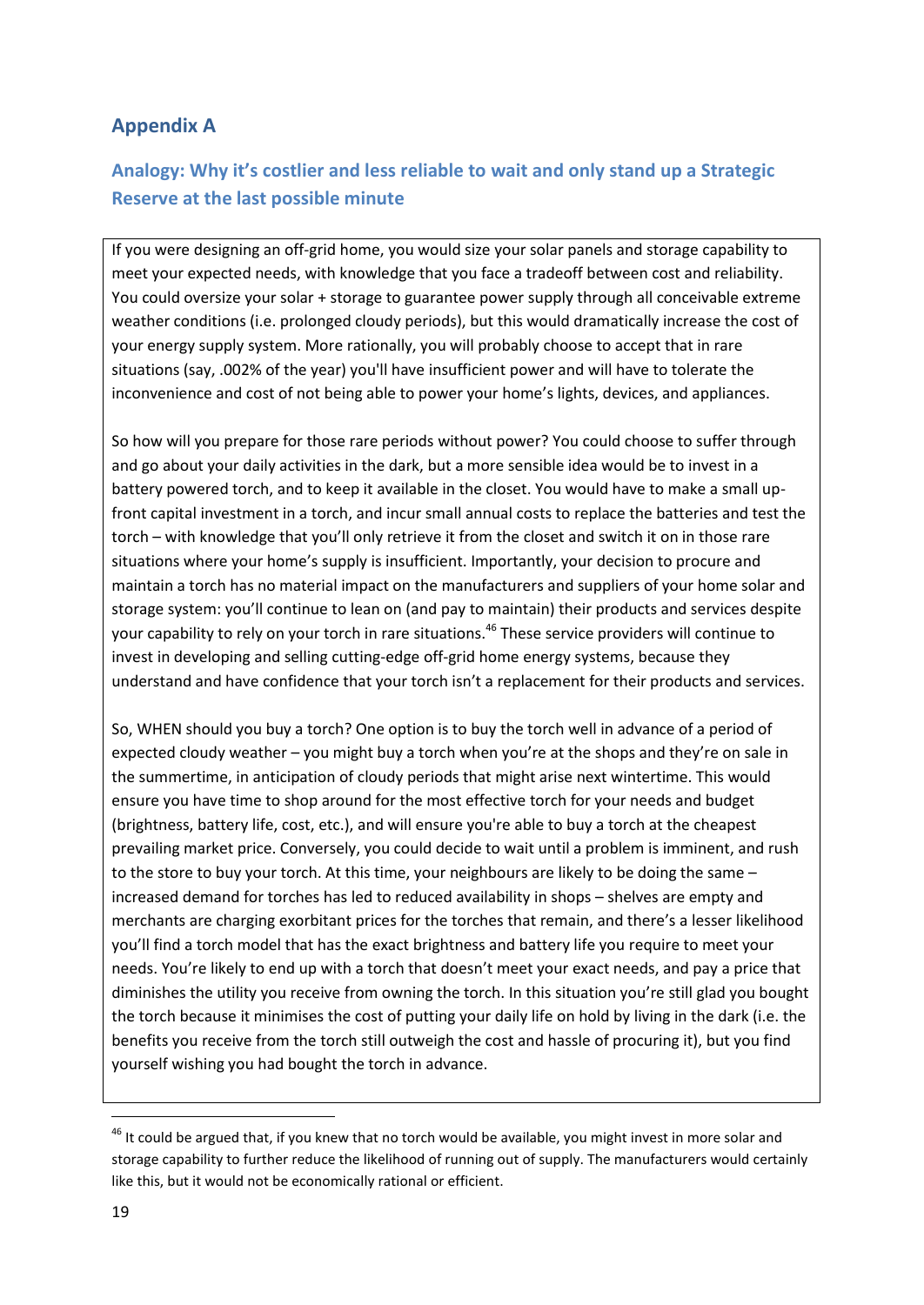## Appendix A

### Analogy: Why it's costlier and less reliable to wait and only stand up a Strategic Reserve at the last possible minute

If you were designing an off-grid home, you would size your solar panels and storage capability to meet your expected needs, with knowledge that you face a tradeoff between cost and reliability. You could oversize your solar + storage to guarantee power supply through all conceivable extreme weather conditions (i.e. prolonged cloudy periods), but this would dramatically increase the cost of your energy supply system. More rationally, you will probably choose to accept that in rare situations (say, .002% of the year) you'll have insufficient power and will have to tolerate the inconvenience and cost of not being able to power your home's lights, devices, and appliances.

So how will you prepare for those rare periods without power? You could choose to suffer through and go about your daily activities in the dark, but a more sensible idea would be to invest in a battery powered torch, and to keep it available in the closet. You would have to make a small up-front capital investment in a torch, and incur small annual costs to replace the batteries and test the torch – with knowledge that you'll only retrieve it from the closet and switch it on in those rare situations where your home's supply is insufficient. Importantly, your decision to procure and maintain a torch has no material impact on the manufacturers and suppliers of your home solar and storage system: you'll continue to lean on (and pay to maintain) their products and services despite your capability to rely on your torch in rare situations.[46] These service providers will continue to invest in developing and selling cutting-edge off-grid home energy systems, because they understand and have confidence that your torch isn't a replacement for their products and services.

So, WHEN should you buy a torch? One option is to buy the torch well in advance of a period of expected cloudy weather – you might buy a torch when you're at the shops and they're on sale in the summertime, in anticipation of cloudy periods that might arise next wintertime. This would ensure you have time to shop around for the most effective torch for your needs and budget (brightness, battery life, cost, etc.), and will ensure you're able to buy a torch at the cheapest prevailing market price. Conversely, you could decide to wait until a problem is imminent, and rush to the store to buy your torch. At this time, your neighbours are likely to be doing the same – increased demand for torches has led to reduced availability in shops – shelves are empty and merchants are charging exorbitant prices for the torches that remain, and there's a lesser likelihood you'll find a torch model that has the exact brightness and battery life you require to meet your needs. You're likely to end up with a torch that doesn't meet your exact needs, and pay a price that diminishes the utility you receive from owning the torch. In this situation you're still glad you bought the torch because it minimises the cost of putting your daily life on hold by living in the dark (i.e. the benefits you receive from the torch still outweigh the cost and hassle of procuring it), but you find yourself wishing you had bought the torch in advance.

---

[46] It could be argued that, if you knew that no torch would be available, you might invest in more solar and storage capability to further reduce the likelihood of running out of supply. The manufacturers would certainly like this, but it would not be economically rational or efficient.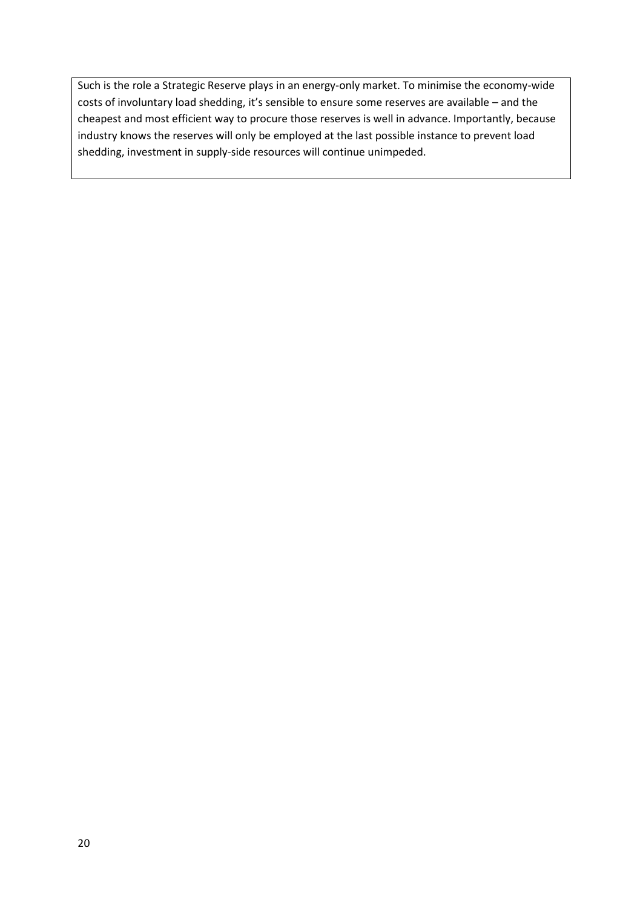Such is the role a Strategic Reserve plays in an energy-only market. To minimise the economy-wide costs of involuntary load shedding, it's sensible to ensure some reserves are available – and the cheapest and most efficient way to procure those reserves is well in advance. Importantly, because industry knows the reserves will only be employed at the last possible instance to prevent load shedding, investment in supply-side resources will continue unimpeded.